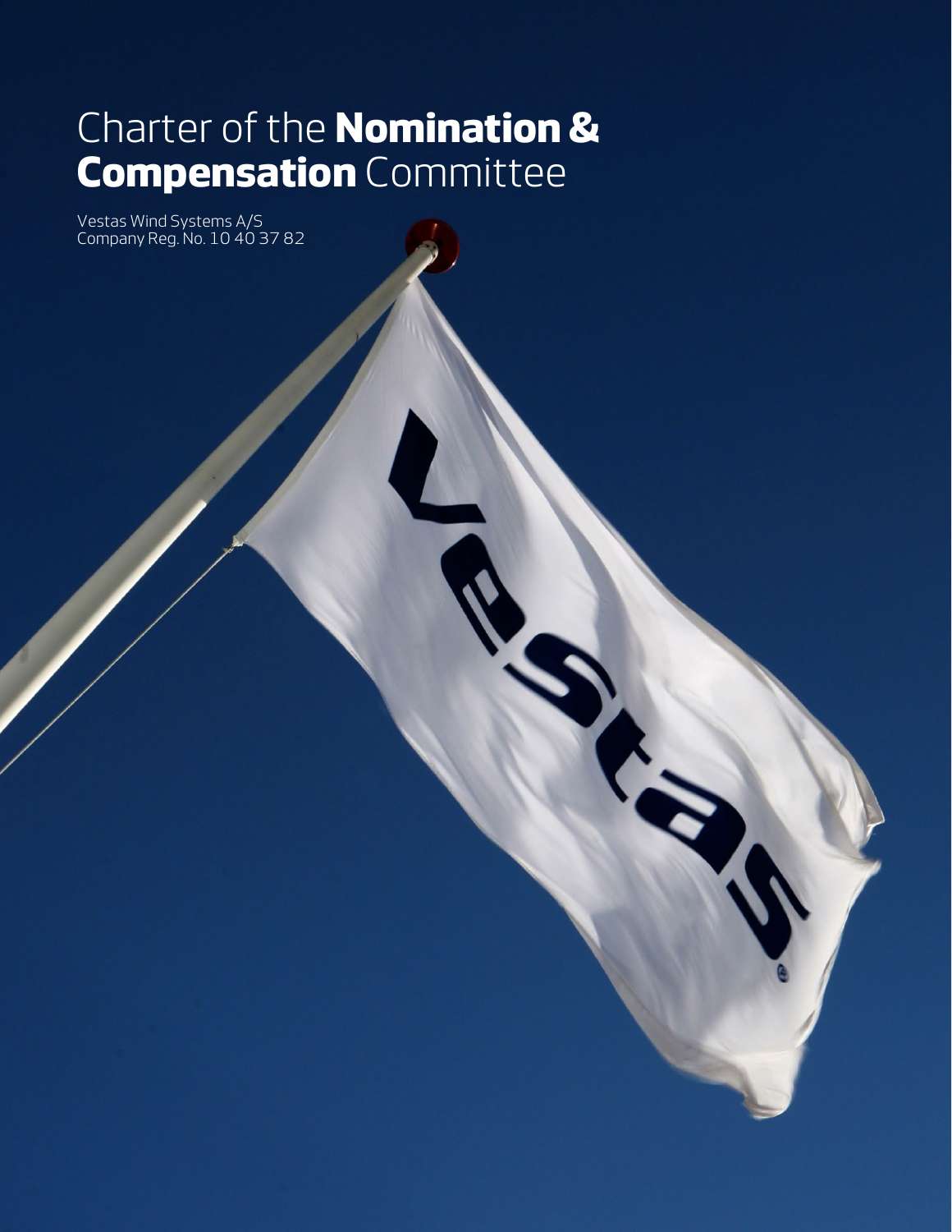# Charter of the **Nomination & Compensation** Committee

Vestas Wind Systems A/S
Company Reg. No. 10 40 37 82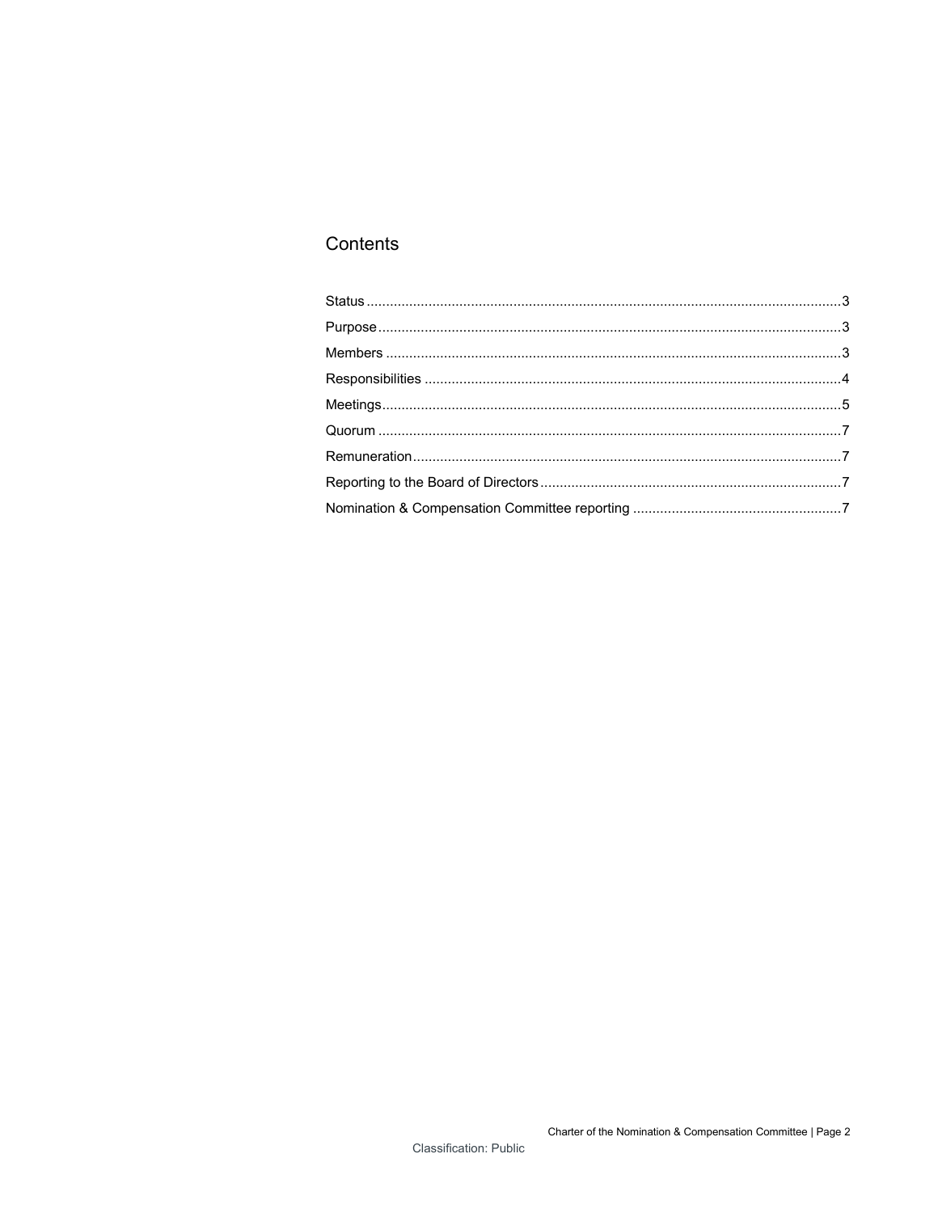## Contents

Status ... 3
Purpose ... 3
Members ... 3
Responsibilities ... 4
Meetings ... 5
Quorum ... 7
Remuneration ... 7
Reporting to the Board of Directors ... 7
Nomination & Compensation Committee reporting ... 7

Classification: Public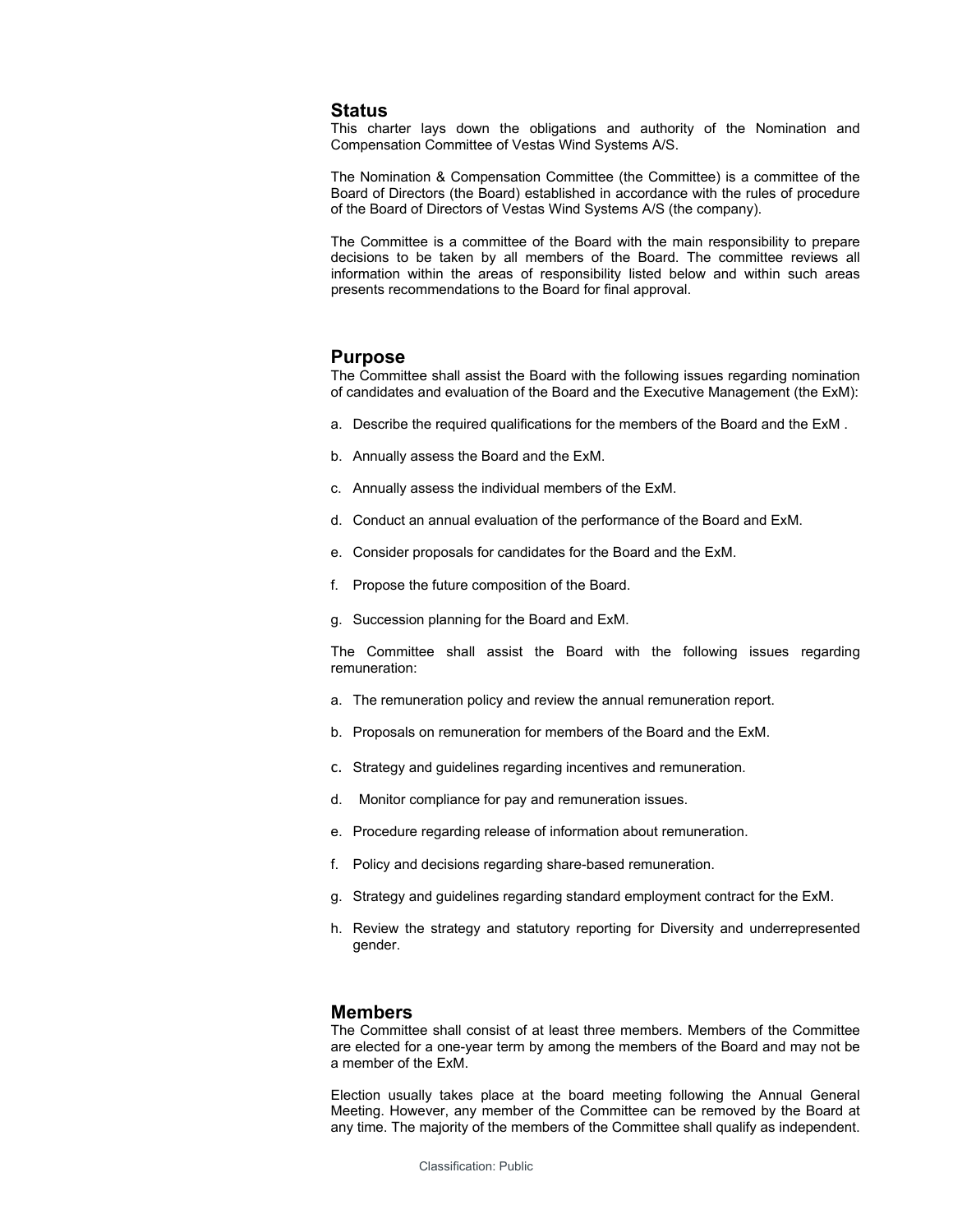## Status

This charter lays down the obligations and authority of the Nomination and Compensation Committee of Vestas Wind Systems A/S.

The Nomination & Compensation Committee (the Committee) is a committee of the Board of Directors (the Board) established in accordance with the rules of procedure of the Board of Directors of Vestas Wind Systems A/S (the company).

The Committee is a committee of the Board with the main responsibility to prepare decisions to be taken by all members of the Board. The committee reviews all information within the areas of responsibility listed below and within such areas presents recommendations to the Board for final approval.

## Purpose

The Committee shall assist the Board with the following issues regarding nomination of candidates and evaluation of the Board and the Executive Management (the ExM):

a. Describe the required qualifications for the members of the Board and the ExM .

b. Annually assess the Board and the ExM.

c. Annually assess the individual members of the ExM.

d. Conduct an annual evaluation of the performance of the Board and ExM.

e. Consider proposals for candidates for the Board and the ExM.

f. Propose the future composition of the Board.

g. Succession planning for the Board and ExM.

The Committee shall assist the Board with the following issues regarding remuneration:

a. The remuneration policy and review the annual remuneration report.

b. Proposals on remuneration for members of the Board and the ExM.

c. Strategy and guidelines regarding incentives and remuneration.

d. Monitor compliance for pay and remuneration issues.

e. Procedure regarding release of information about remuneration.

f. Policy and decisions regarding share-based remuneration.

g. Strategy and guidelines regarding standard employment contract for the ExM.

h. Review the strategy and statutory reporting for Diversity and underrepresented gender.

## Members

The Committee shall consist of at least three members. Members of the Committee are elected for a one-year term by among the members of the Board and may not be a member of the ExM.

Election usually takes place at the board meeting following the Annual General Meeting. However, any member of the Committee can be removed by the Board at any time. The majority of the members of the Committee shall qualify as independent.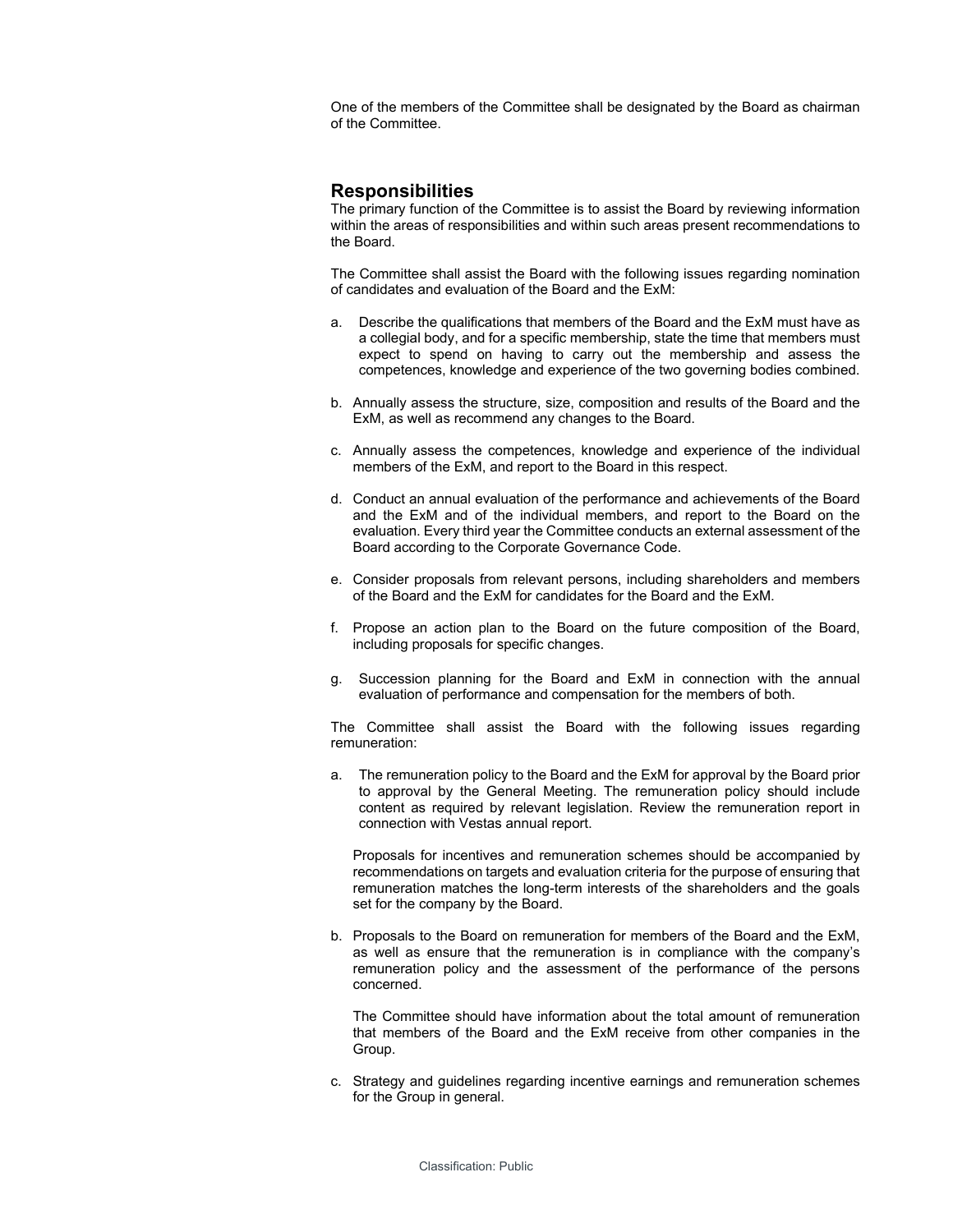One of the members of the Committee shall be designated by the Board as chairman of the Committee.

## Responsibilities

The primary function of the Committee is to assist the Board by reviewing information within the areas of responsibilities and within such areas present recommendations to the Board.

The Committee shall assist the Board with the following issues regarding nomination of candidates and evaluation of the Board and the ExM:

a. Describe the qualifications that members of the Board and the ExM must have as a collegial body, and for a specific membership, state the time that members must expect to spend on having to carry out the membership and assess the competences, knowledge and experience of the two governing bodies combined.

b. Annually assess the structure, size, composition and results of the Board and the ExM, as well as recommend any changes to the Board.

c. Annually assess the competences, knowledge and experience of the individual members of the ExM, and report to the Board in this respect.

d. Conduct an annual evaluation of the performance and achievements of the Board and the ExM and of the individual members, and report to the Board on the evaluation. Every third year the Committee conducts an external assessment of the Board according to the Corporate Governance Code.

e. Consider proposals from relevant persons, including shareholders and members of the Board and the ExM for candidates for the Board and the ExM.

f. Propose an action plan to the Board on the future composition of the Board, including proposals for specific changes.

g. Succession planning for the Board and ExM in connection with the annual evaluation of performance and compensation for the members of both.

The Committee shall assist the Board with the following issues regarding remuneration:

a. The remuneration policy to the Board and the ExM for approval by the Board prior to approval by the General Meeting. The remuneration policy should include content as required by relevant legislation. Review the remuneration report in connection with Vestas annual report.

   Proposals for incentives and remuneration schemes should be accompanied by recommendations on targets and evaluation criteria for the purpose of ensuring that remuneration matches the long-term interests of the shareholders and the goals set for the company by the Board.

b. Proposals to the Board on remuneration for members of the Board and the ExM, as well as ensure that the remuneration is in compliance with the company's remuneration policy and the assessment of the performance of the persons concerned.

   The Committee should have information about the total amount of remuneration that members of the Board and the ExM receive from other companies in the Group.

c. Strategy and guidelines regarding incentive earnings and remuneration schemes for the Group in general.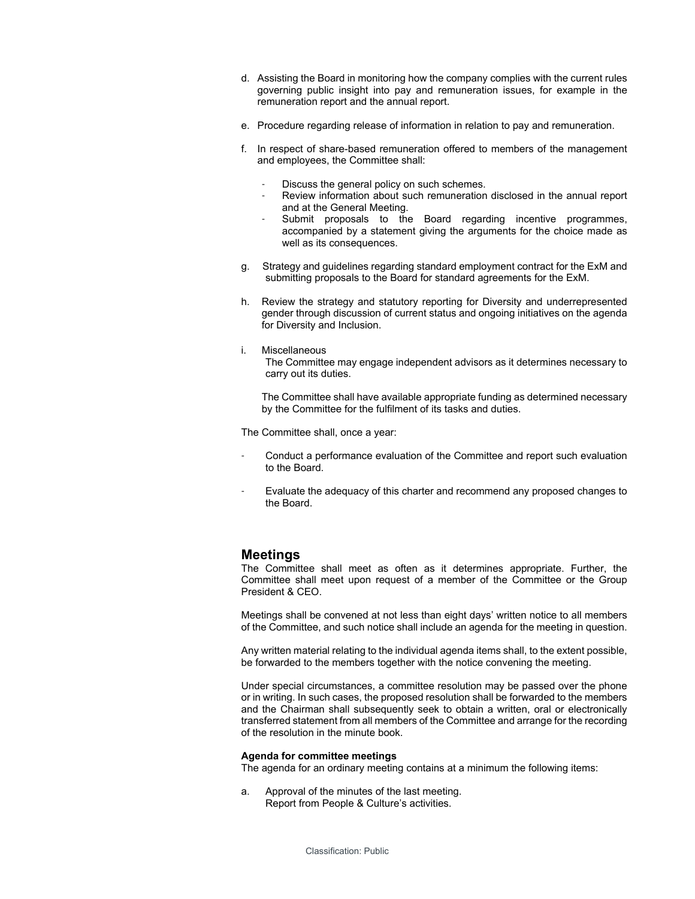d. Assisting the Board in monitoring how the company complies with the current rules governing public insight into pay and remuneration issues, for example in the remuneration report and the annual report.

e. Procedure regarding release of information in relation to pay and remuneration.

f. In respect of share-based remuneration offered to members of the management and employees, the Committee shall:

   - Discuss the general policy on such schemes.
   - Review information about such remuneration disclosed in the annual report and at the General Meeting.
   - Submit proposals to the Board regarding incentive programmes, accompanied by a statement giving the arguments for the choice made as well as its consequences.

g. Strategy and guidelines regarding standard employment contract for the ExM and submitting proposals to the Board for standard agreements for the ExM.

h. Review the strategy and statutory reporting for Diversity and underrepresented gender through discussion of current status and ongoing initiatives on the agenda for Diversity and Inclusion.

i. Miscellaneous
   The Committee may engage independent advisors as it determines necessary to carry out its duties.

   The Committee shall have available appropriate funding as determined necessary by the Committee for the fulfilment of its tasks and duties.

The Committee shall, once a year:

- Conduct a performance evaluation of the Committee and report such evaluation to the Board.

- Evaluate the adequacy of this charter and recommend any proposed changes to the Board.

## Meetings

The Committee shall meet as often as it determines appropriate. Further, the Committee shall meet upon request of a member of the Committee or the Group President & CEO.

Meetings shall be convened at not less than eight days' written notice to all members of the Committee, and such notice shall include an agenda for the meeting in question.

Any written material relating to the individual agenda items shall, to the extent possible, be forwarded to the members together with the notice convening the meeting.

Under special circumstances, a committee resolution may be passed over the phone or in writing. In such cases, the proposed resolution shall be forwarded to the members and the Chairman shall subsequently seek to obtain a written, oral or electronically transferred statement from all members of the Committee and arrange for the recording of the resolution in the minute book.

**Agenda for committee meetings**

The agenda for an ordinary meeting contains at a minimum the following items:

a. Approval of the minutes of the last meeting.
   Report from People & Culture's activities.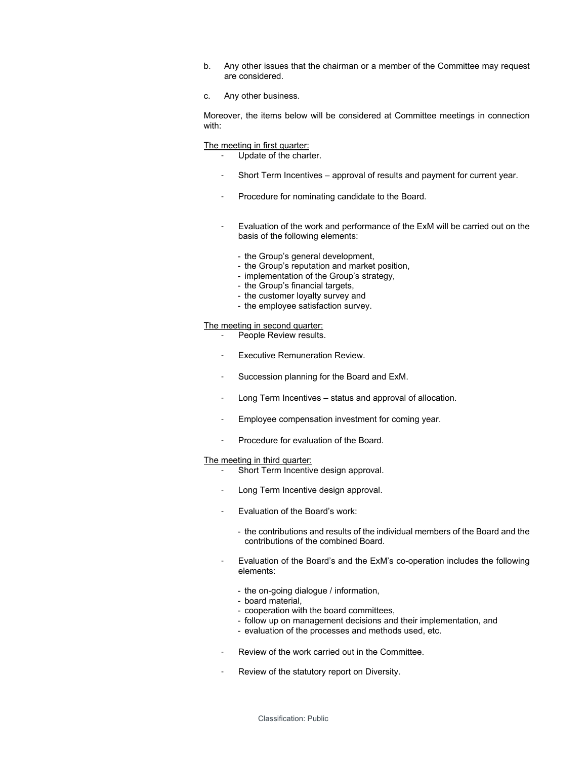b. Any other issues that the chairman or a member of the Committee may request are considered.

c. Any other business.

Moreover, the items below will be considered at Committee meetings in connection with:

<u>The meeting in first quarter:</u>

- Update of the charter.
- Short Term Incentives – approval of results and payment for current year.
- Procedure for nominating candidate to the Board.
- Evaluation of the work and performance of the ExM will be carried out on the basis of the following elements:
  - the Group's general development,
  - the Group's reputation and market position,
  - implementation of the Group's strategy,
  - the Group's financial targets,
  - the customer loyalty survey and
  - the employee satisfaction survey.

<u>The meeting in second quarter:</u>

- People Review results.
- Executive Remuneration Review.
- Succession planning for the Board and ExM.
- Long Term Incentives – status and approval of allocation.
- Employee compensation investment for coming year.
- Procedure for evaluation of the Board.

<u>The meeting in third quarter:</u>

- Short Term Incentive design approval.
- Long Term Incentive design approval.
- Evaluation of the Board's work:
  - the contributions and results of the individual members of the Board and the contributions of the combined Board.
- Evaluation of the Board's and the ExM's co-operation includes the following elements:
  - the on-going dialogue / information,
  - board material,
  - cooperation with the board committees,
  - follow up on management decisions and their implementation, and
  - evaluation of the processes and methods used, etc.
- Review of the work carried out in the Committee.
- Review of the statutory report on Diversity.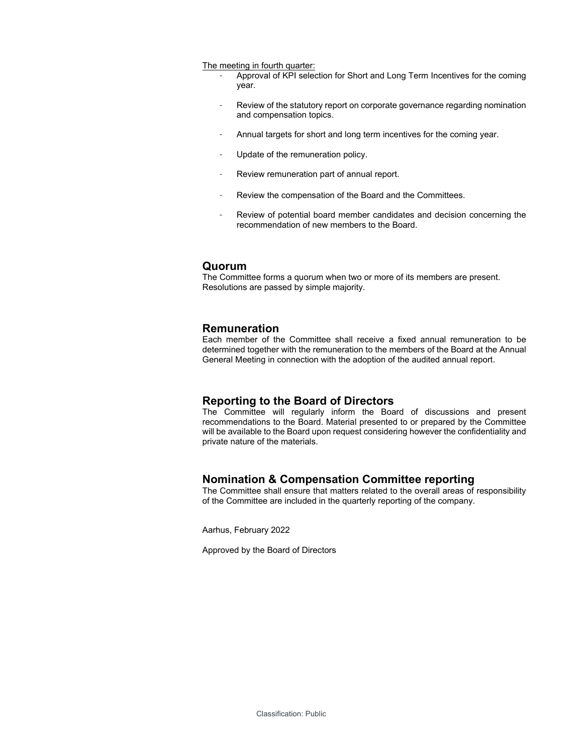<u>The meeting in fourth quarter:</u>

- Approval of KPI selection for Short and Long Term Incentives for the coming year.
- Review of the statutory report on corporate governance regarding nomination and compensation topics.
- Annual targets for short and long term incentives for the coming year.
- Update of the remuneration policy.
- Review remuneration part of annual report.
- Review the compensation of the Board and the Committees.
- Review of potential board member candidates and decision concerning the recommendation of new members to the Board.

## Quorum

The Committee forms a quorum when two or more of its members are present. Resolutions are passed by simple majority.

## Remuneration

Each member of the Committee shall receive a fixed annual remuneration to be determined together with the remuneration to the members of the Board at the Annual General Meeting in connection with the adoption of the audited annual report.

## Reporting to the Board of Directors

The Committee will regularly inform the Board of discussions and present recommendations to the Board. Material presented to or prepared by the Committee will be available to the Board upon request considering however the confidentiality and private nature of the materials.

## Nomination & Compensation Committee reporting

The Committee shall ensure that matters related to the overall areas of responsibility of the Committee are included in the quarterly reporting of the company.

Aarhus, February 2022

Approved by the Board of Directors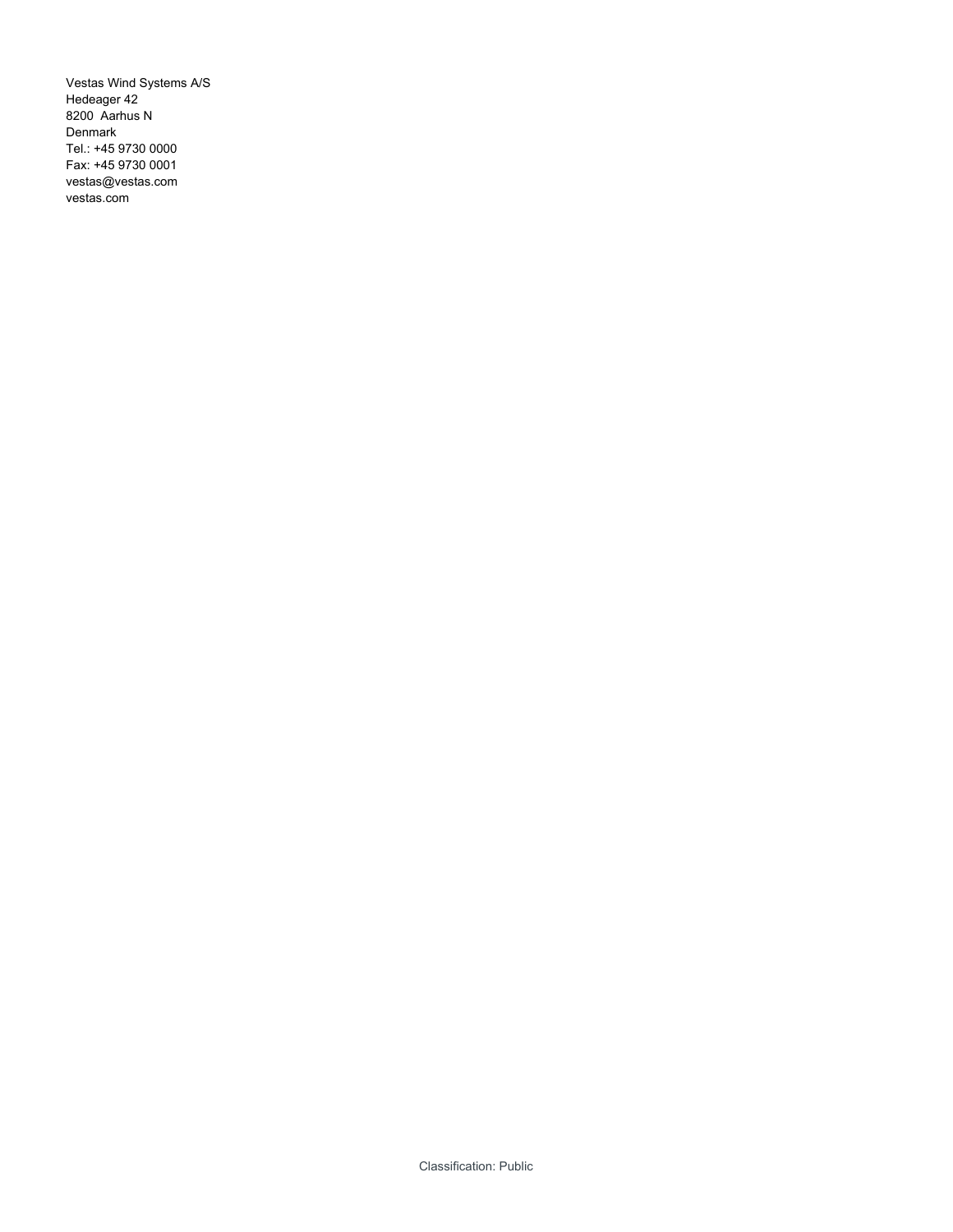Vestas Wind Systems A/S
Hedeager 42
8200  Aarhus N
Denmark
Tel.: +45 9730 0000
Fax: +45 9730 0001
vestas@vestas.com
vestas.com

Classification: Public